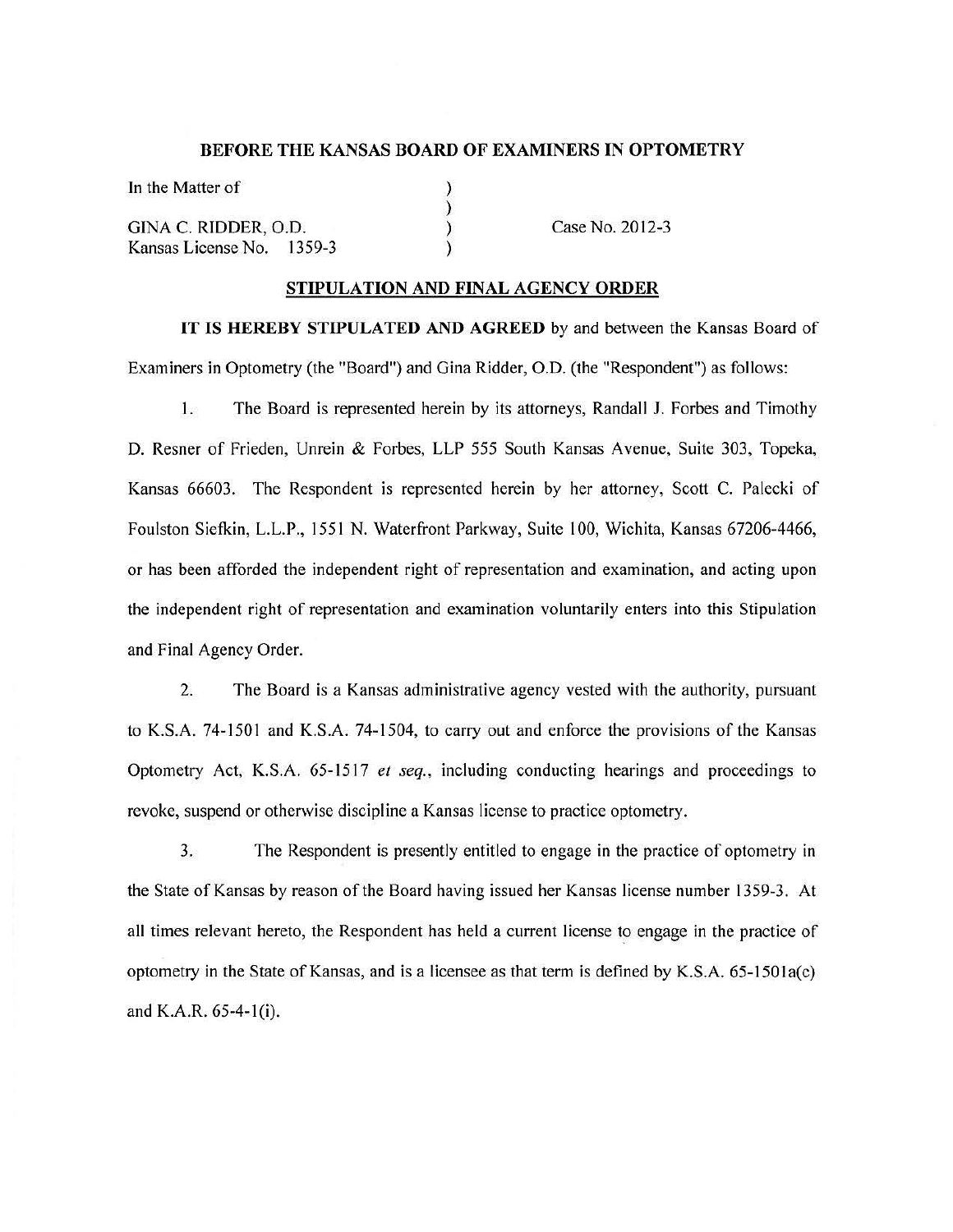**BEFORE THE KANSAS BOARD OF EXAMINERS IN OPTOMETRY**

In the Matter of

GINA C. RIDDER, O.D.
Kansas License No. 1359-3

Case No. 2012-3

**STIPULATION AND FINAL AGENCY ORDER**

**IT IS HEREBY STIPULATED AND AGREED** by and between the Kansas Board of Examiners in Optometry (the "Board") and Gina Ridder, O.D. (the "Respondent") as follows:

1. The Board is represented herein by its attorneys, Randall J. Forbes and Timothy D. Resner of Frieden, Unrein & Forbes, LLP 555 South Kansas Avenue, Suite 303, Topeka, Kansas 66603. The Respondent is represented herein by her attorney, Scott C. Palecki of Foulston Siefkin, L.L.P., 1551 N. Waterfront Parkway, Suite 100, Wichita, Kansas 67206-4466, or has been afforded the independent right of representation and examination, and acting upon the independent right of representation and examination voluntarily enters into this Stipulation and Final Agency Order.

2. The Board is a Kansas administrative agency vested with the authority, pursuant to K.S.A. 74-1501 and K.S.A. 74-1504, to carry out and enforce the provisions of the Kansas Optometry Act, K.S.A. 65-1517 *et seq.*, including conducting hearings and proceedings to revoke, suspend or otherwise discipline a Kansas license to practice optometry.

3. The Respondent is presently entitled to engage in the practice of optometry in the State of Kansas by reason of the Board having issued her Kansas license number 1359-3. At all times relevant hereto, the Respondent has held a current license to engage in the practice of optometry in the State of Kansas, and is a licensee as that term is defined by K.S.A. 65-1501a(c) and K.A.R. 65-4-1(i).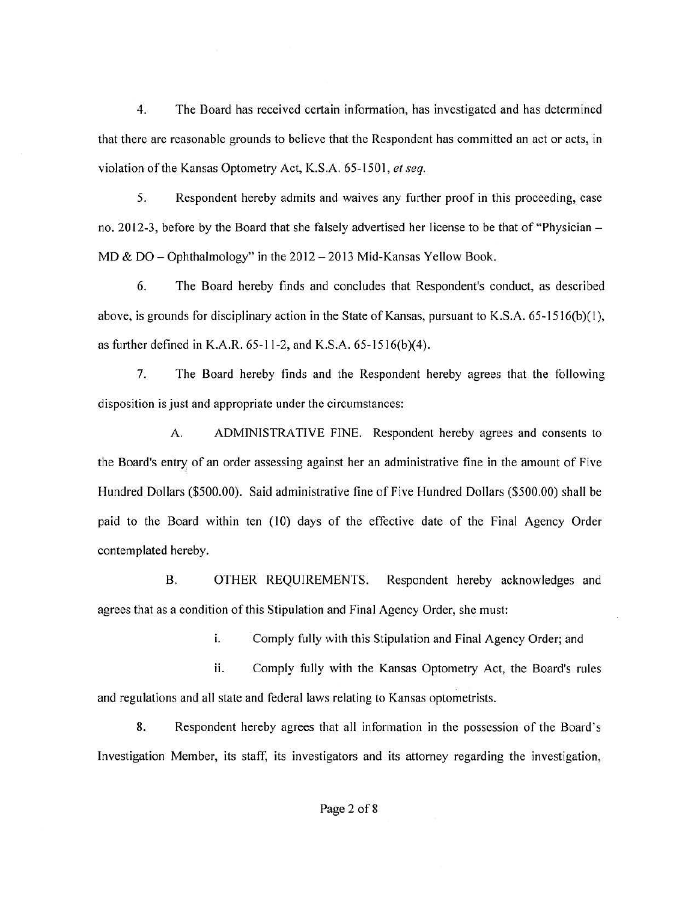4. The Board has received certain information, has investigated and has determined that there are reasonable grounds to believe that the Respondent has committed an act or acts, in violation of the Kansas Optometry Act, K.S.A. 65-1501, *et seq.*

5. Respondent hereby admits and waives any further proof in this proceeding, case no. 2012-3, before by the Board that she falsely advertised her license to be that of "Physician – MD & DO – Ophthalmology" in the 2012 – 2013 Mid-Kansas Yellow Book.

6. The Board hereby finds and concludes that Respondent's conduct, as described above, is grounds for disciplinary action in the State of Kansas, pursuant to K.S.A. 65-1516(b)(1), as further defined in K.A.R. 65-11-2, and K.S.A. 65-1516(b)(4).

7. The Board hereby finds and the Respondent hereby agrees that the following disposition is just and appropriate under the circumstances:

A. ADMINISTRATIVE FINE. Respondent hereby agrees and consents to the Board's entry of an order assessing against her an administrative fine in the amount of Five Hundred Dollars ($500.00). Said administrative fine of Five Hundred Dollars ($500.00) shall be paid to the Board within ten (10) days of the effective date of the Final Agency Order contemplated hereby.

B. OTHER REQUIREMENTS. Respondent hereby acknowledges and agrees that as a condition of this Stipulation and Final Agency Order, she must:

i. Comply fully with this Stipulation and Final Agency Order; and

ii. Comply fully with the Kansas Optometry Act, the Board's rules and regulations and all state and federal laws relating to Kansas optometrists.

8. Respondent hereby agrees that all information in the possession of the Board's Investigation Member, its staff, its investigators and its attorney regarding the investigation,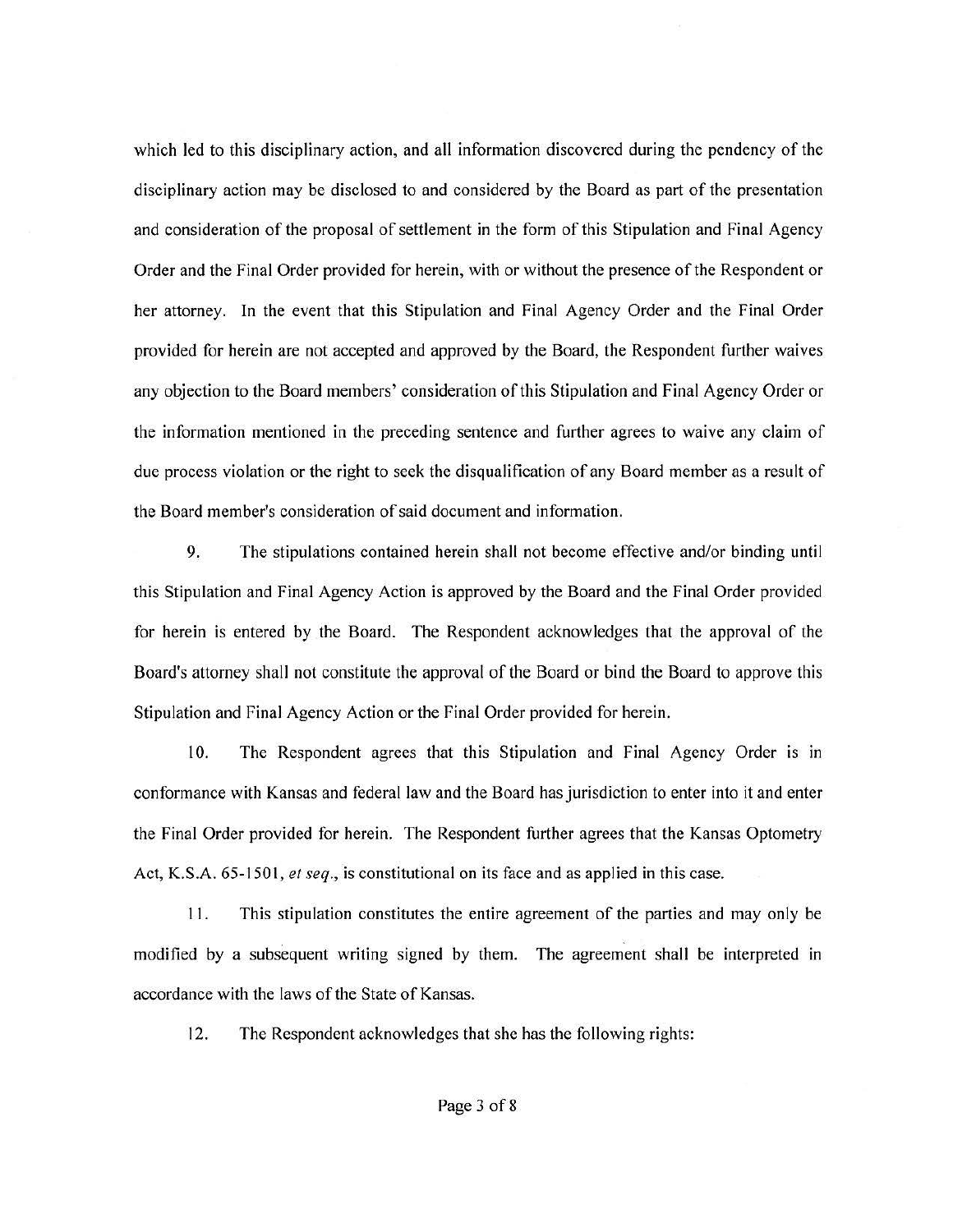which led to this disciplinary action, and all information discovered during the pendency of the disciplinary action may be disclosed to and considered by the Board as part of the presentation and consideration of the proposal of settlement in the form of this Stipulation and Final Agency Order and the Final Order provided for herein, with or without the presence of the Respondent or her attorney. In the event that this Stipulation and Final Agency Order and the Final Order provided for herein are not accepted and approved by the Board, the Respondent further waives any objection to the Board members' consideration of this Stipulation and Final Agency Order or the information mentioned in the preceding sentence and further agrees to waive any claim of due process violation or the right to seek the disqualification of any Board member as a result of the Board member's consideration of said document and information.

9. The stipulations contained herein shall not become effective and/or binding until this Stipulation and Final Agency Action is approved by the Board and the Final Order provided for herein is entered by the Board. The Respondent acknowledges that the approval of the Board's attorney shall not constitute the approval of the Board or bind the Board to approve this Stipulation and Final Agency Action or the Final Order provided for herein.

10. The Respondent agrees that this Stipulation and Final Agency Order is in conformance with Kansas and federal law and the Board has jurisdiction to enter into it and enter the Final Order provided for herein. The Respondent further agrees that the Kansas Optometry Act, K.S.A. 65-1501, *et seq.*, is constitutional on its face and as applied in this case.

11. This stipulation constitutes the entire agreement of the parties and may only be modified by a subsequent writing signed by them. The agreement shall be interpreted in accordance with the laws of the State of Kansas.

12. The Respondent acknowledges that she has the following rights: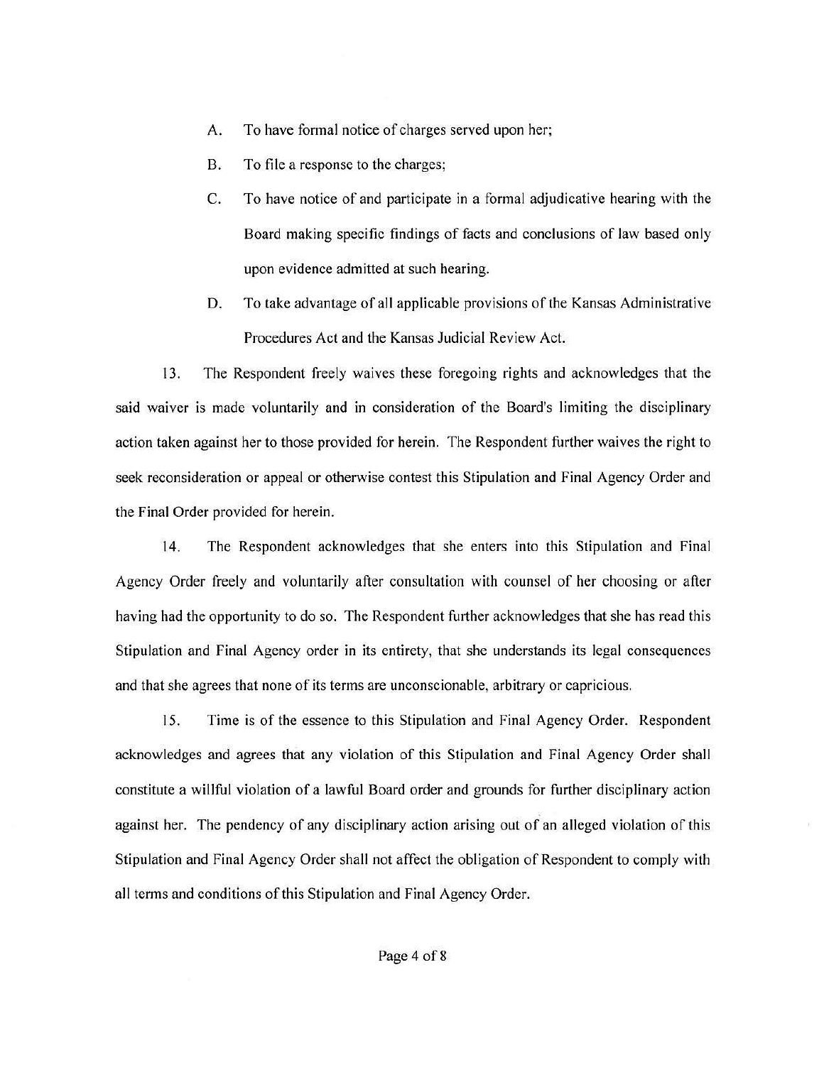A. To have formal notice of charges served upon her;

B. To file a response to the charges;

C. To have notice of and participate in a formal adjudicative hearing with the Board making specific findings of facts and conclusions of law based only upon evidence admitted at such hearing.

D. To take advantage of all applicable provisions of the Kansas Administrative Procedures Act and the Kansas Judicial Review Act.

13. The Respondent freely waives these foregoing rights and acknowledges that the said waiver is made voluntarily and in consideration of the Board's limiting the disciplinary action taken against her to those provided for herein. The Respondent further waives the right to seek reconsideration or appeal or otherwise contest this Stipulation and Final Agency Order and the Final Order provided for herein.

14. The Respondent acknowledges that she enters into this Stipulation and Final Agency Order freely and voluntarily after consultation with counsel of her choosing or after having had the opportunity to do so. The Respondent further acknowledges that she has read this Stipulation and Final Agency order in its entirety, that she understands its legal consequences and that she agrees that none of its terms are unconscionable, arbitrary or capricious.

15. Time is of the essence to this Stipulation and Final Agency Order. Respondent acknowledges and agrees that any violation of this Stipulation and Final Agency Order shall constitute a willful violation of a lawful Board order and grounds for further disciplinary action against her. The pendency of any disciplinary action arising out of an alleged violation of this Stipulation and Final Agency Order shall not affect the obligation of Respondent to comply with all terms and conditions of this Stipulation and Final Agency Order.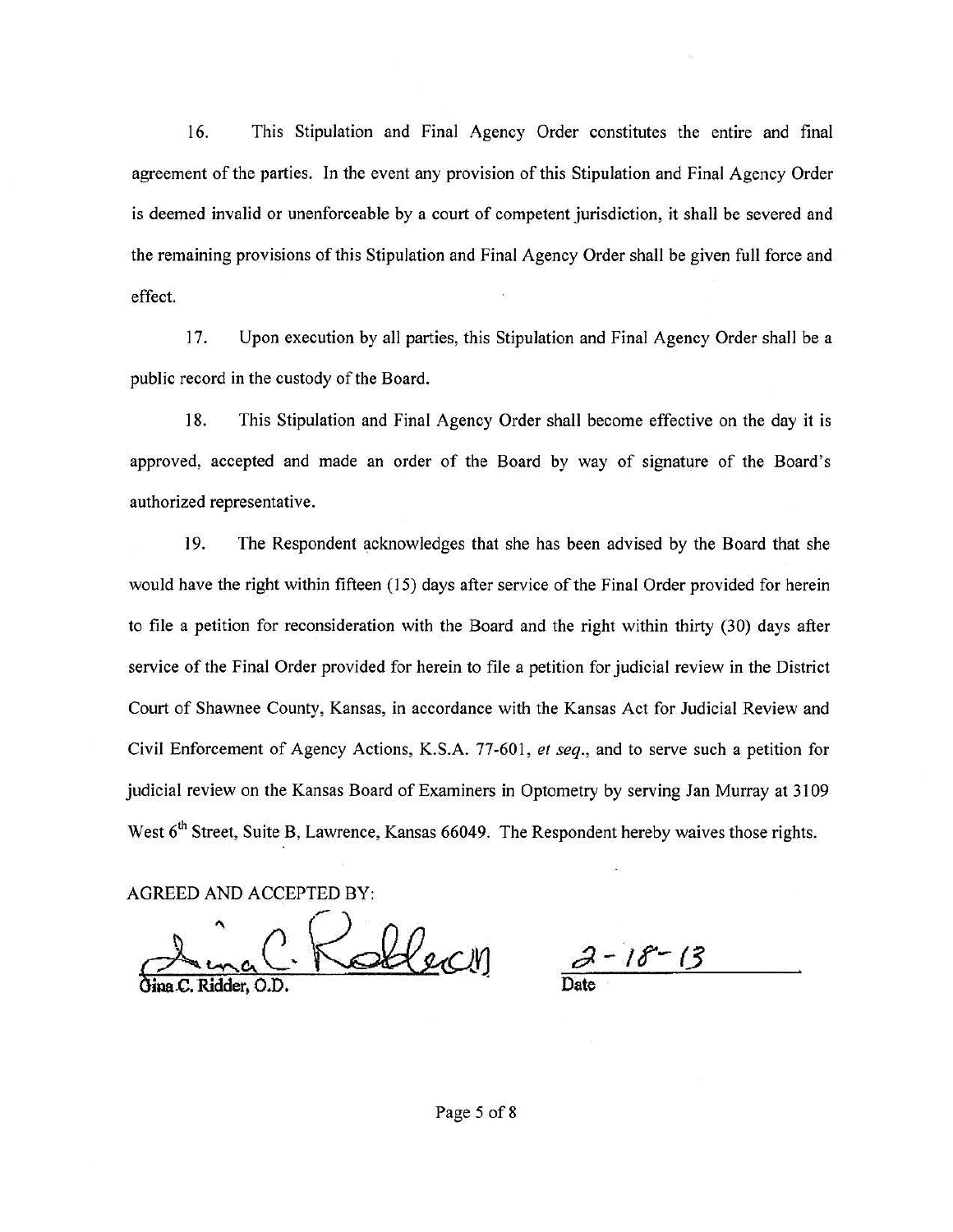16. This Stipulation and Final Agency Order constitutes the entire and final agreement of the parties. In the event any provision of this Stipulation and Final Agency Order is deemed invalid or unenforceable by a court of competent jurisdiction, it shall be severed and the remaining provisions of this Stipulation and Final Agency Order shall be given full force and effect.

17. Upon execution by all parties, this Stipulation and Final Agency Order shall be a public record in the custody of the Board.

18. This Stipulation and Final Agency Order shall become effective on the day it is approved, accepted and made an order of the Board by way of signature of the Board's authorized representative.

19. The Respondent acknowledges that she has been advised by the Board that she would have the right within fifteen (15) days after service of the Final Order provided for herein to file a petition for reconsideration with the Board and the right within thirty (30) days after service of the Final Order provided for herein to file a petition for judicial review in the District Court of Shawnee County, Kansas, in accordance with the Kansas Act for Judicial Review and Civil Enforcement of Agency Actions, K.S.A. 77-601, *et seq.*, and to serve such a petition for judicial review on the Kansas Board of Examiners in Optometry by serving Jan Murray at 3109 West 6th Street, Suite B, Lawrence, Kansas 66049. The Respondent hereby waives those rights.

AGREED AND ACCEPTED BY:

Gina C. Ridder, O.D. — Date: 2-18-13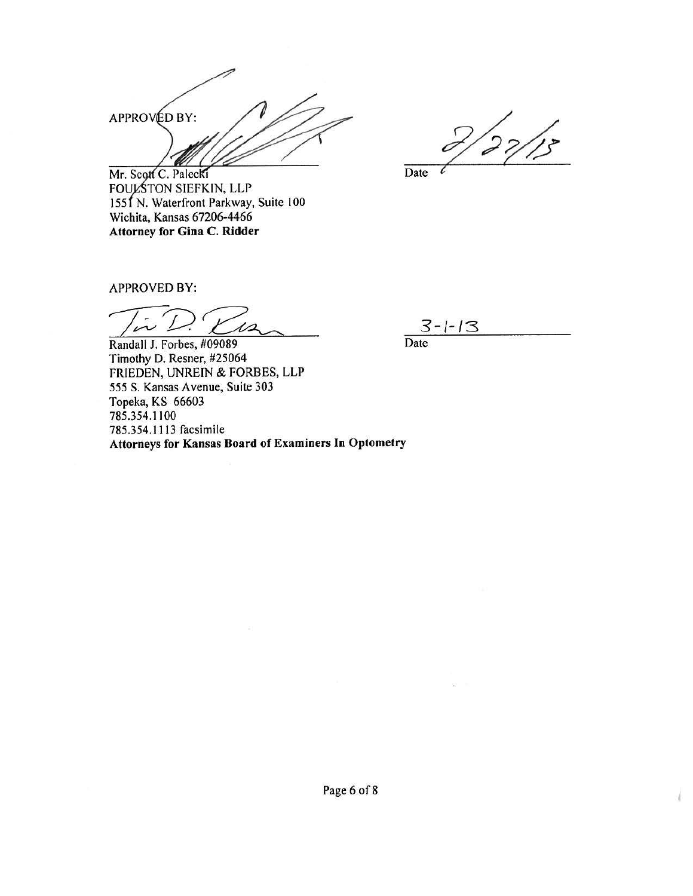APPROVED BY:

\_\_\_\_\_\_\_\_\_\_\_\_\_\_\_\_\_\_\_\_\_\_\_\_\_\_\_\_\_\_ 2/27/13

Mr. Scott C. Palecki
FOULSTON SIEFKIN, LLP
1551 N. Waterfront Parkway, Suite 100
Wichita, Kansas 67206-4466
**Attorney for Gina C. Ridder**

Date

APPROVED BY:

\_\_\_\_\_\_\_\_\_\_\_\_\_\_\_\_\_\_\_\_\_\_\_\_\_\_\_\_\_\_ 3-1-13

Randall J. Forbes, #09089
Timothy D. Resner, #25064
FRIEDEN, UNREIN & FORBES, LLP
555 S. Kansas Avenue, Suite 303
Topeka, KS 66603
785.354.1100
785.354.1113 facsimile
**Attorneys for Kansas Board of Examiners In Optometry**

Date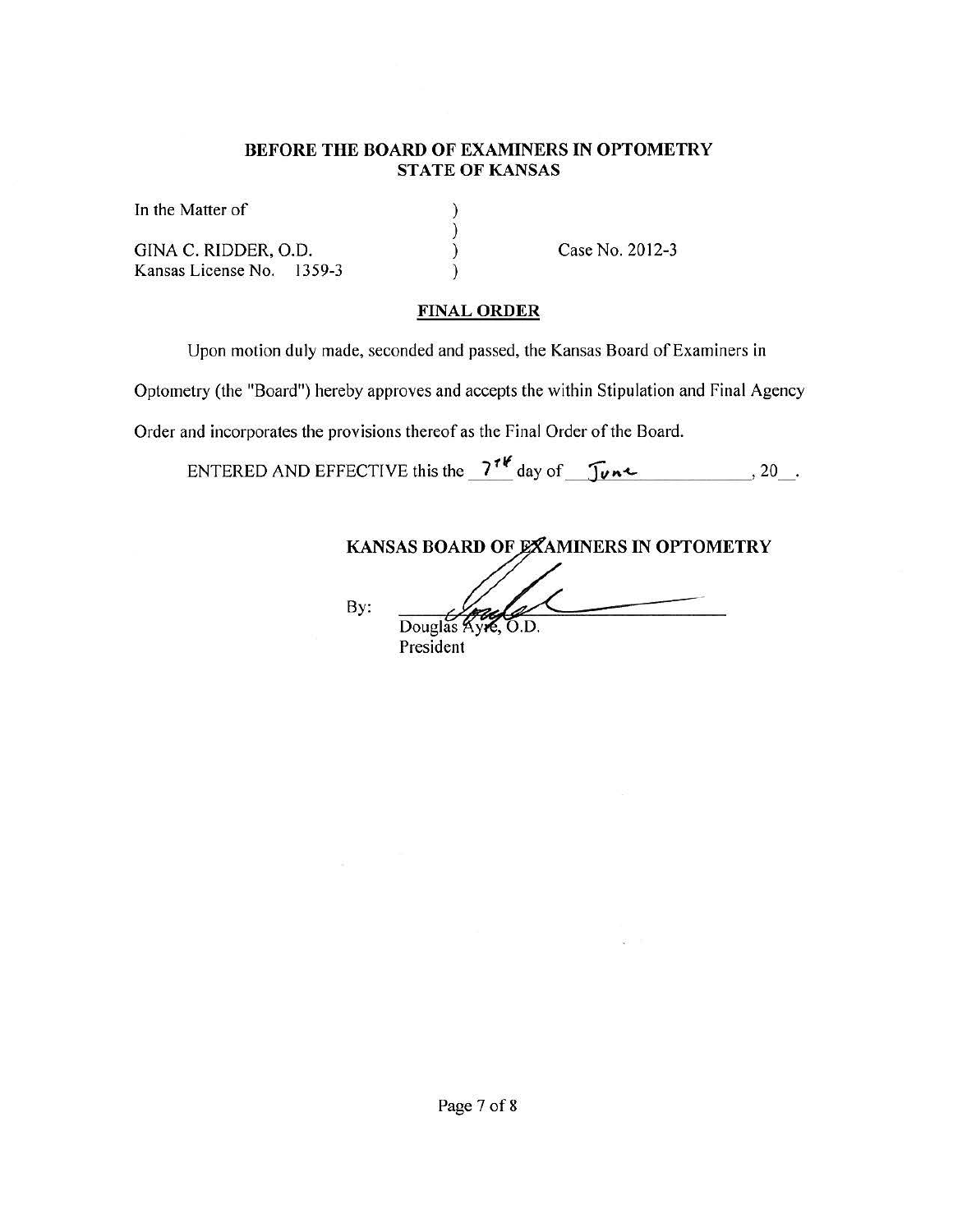**BEFORE THE BOARD OF EXAMINERS IN OPTOMETRY**
**STATE OF KANSAS**

In the Matter of )
)
GINA C. RIDDER, O.D. ) Case No. 2012-3
Kansas License No. 1359-3 )

**FINAL ORDER**

Upon motion duly made, seconded and passed, the Kansas Board of Examiners in Optometry (the "Board") hereby approves and accepts the within Stipulation and Final Agency Order and incorporates the provisions thereof as the Final Order of the Board.

ENTERED AND EFFECTIVE this the 7th day of June, 20__.

**KANSAS BOARD OF EXAMINERS IN OPTOMETRY**

By: ______________________
Douglas Ayre, O.D.
President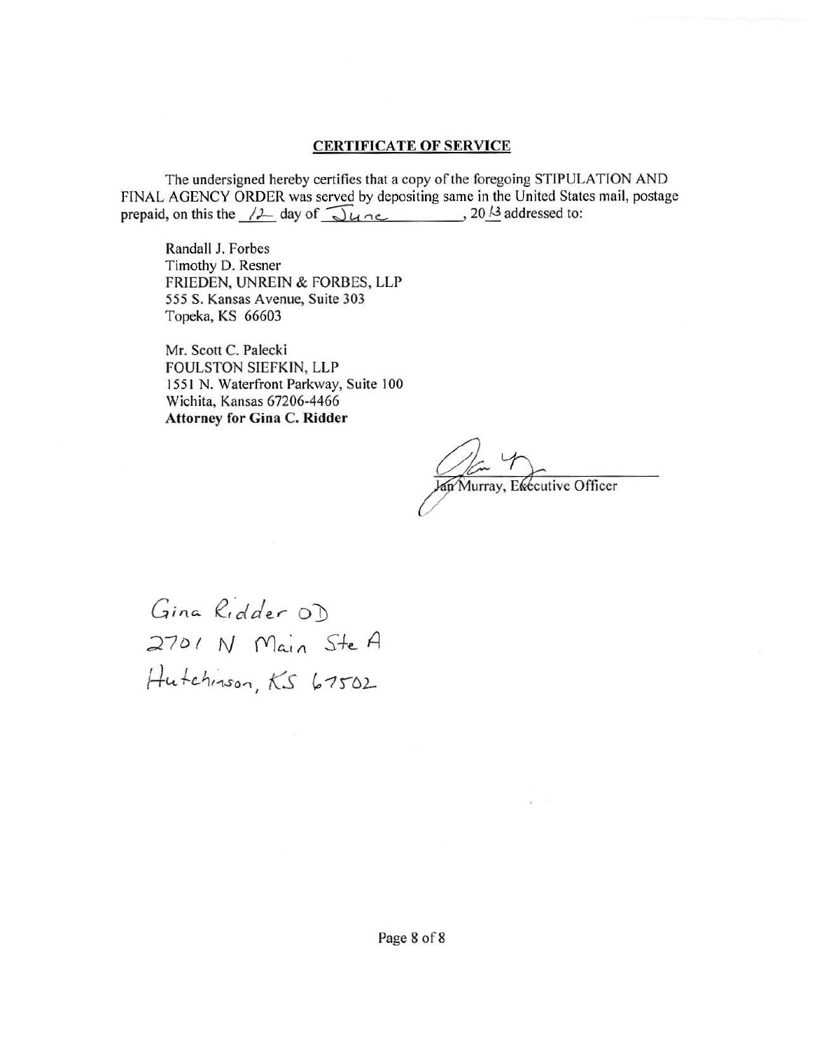**CERTIFICATE OF SERVICE**

The undersigned hereby certifies that a copy of the foregoing STIPULATION AND FINAL AGENCY ORDER was served by depositing same in the United States mail, postage prepaid, on this the 12 day of June, 2013 addressed to:

Randall J. Forbes
Timothy D. Resner
FRIEDEN, UNREIN & FORBES, LLP
555 S. Kansas Avenue, Suite 303
Topeka, KS 66603

Mr. Scott C. Palecki
FOULSTON SIEFKIN, LLP
1551 N. Waterfront Parkway, Suite 100
Wichita, Kansas 67206-4466
**Attorney for Gina C. Ridder**

Jan Murray, Executive Officer

Gina Ridder OD
2701 N Main Ste A
Hutchinson, KS 67502